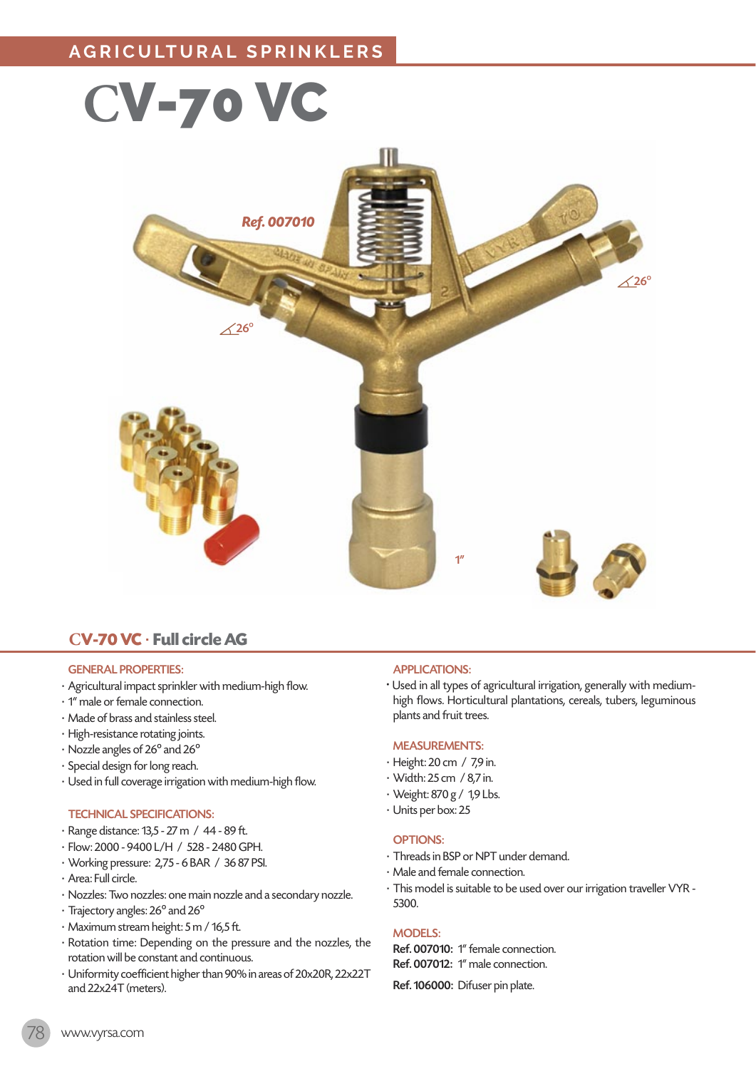AGRICULTURAL SPRINKLERS

# CV-70 VC

*Ref. 007010*

26°

26°

1"

## CV-70 VC · Full circle AG

### GENERAL PROPERTIES:

- Agricultural impact sprinkler with medium-high flow.
- 1" male or female connection.
- Made of brass and stainless steel.
- High-resistance rotating joints.
- Nozzle angles of 26° and 26°
- Special design for long reach.
- Used in full coverage irrigation with medium-high flow.

### TECHNICAL SPECIFICATIONS:

- Range distance: 13,5 - 27 m / 44 - 89 ft.
- Flow: 2000 - 9400 L/H / 528 - 2480 GPH.
- Working pressure: 2,75 - 6 BAR / 36 87 PSI.
- Area: Full circle.
- Nozzles: Two nozzles: one main nozzle and a secondary nozzle.
- Trajectory angles: 26° and 26°
- Maximum stream height: 5 m / 16,5 ft.
- Rotation time: Depending on the pressure and the nozzles, the rotation will be constant and continuous.
- Uniformity coefficient higher than 90% in areas of 20x20R, 22x22T and 22x24T (meters).

### APPLICATIONS:

- Used in all types of agricultural irrigation, generally with medium-high flows. Horticultural plantations, cereals, tubers, leguminous plants and fruit trees.

### MEASUREMENTS:

- Height: 20 cm / 7,9 in.
- Width: 25 cm / 8,7 in.
- Weight: 870 g / 1,9 Lbs.
- Units per box: 25

### OPTIONS:

- Threads in BSP or NPT under demand.
- Male and female connection.
- This model is suitable to be used over our irrigation traveller VYR - 5300.

### MODELS:

**Ref. 007010:** 1" female connection.
**Ref. 007012:** 1" male connection.

**Ref. 106000:** Difuser pin plate.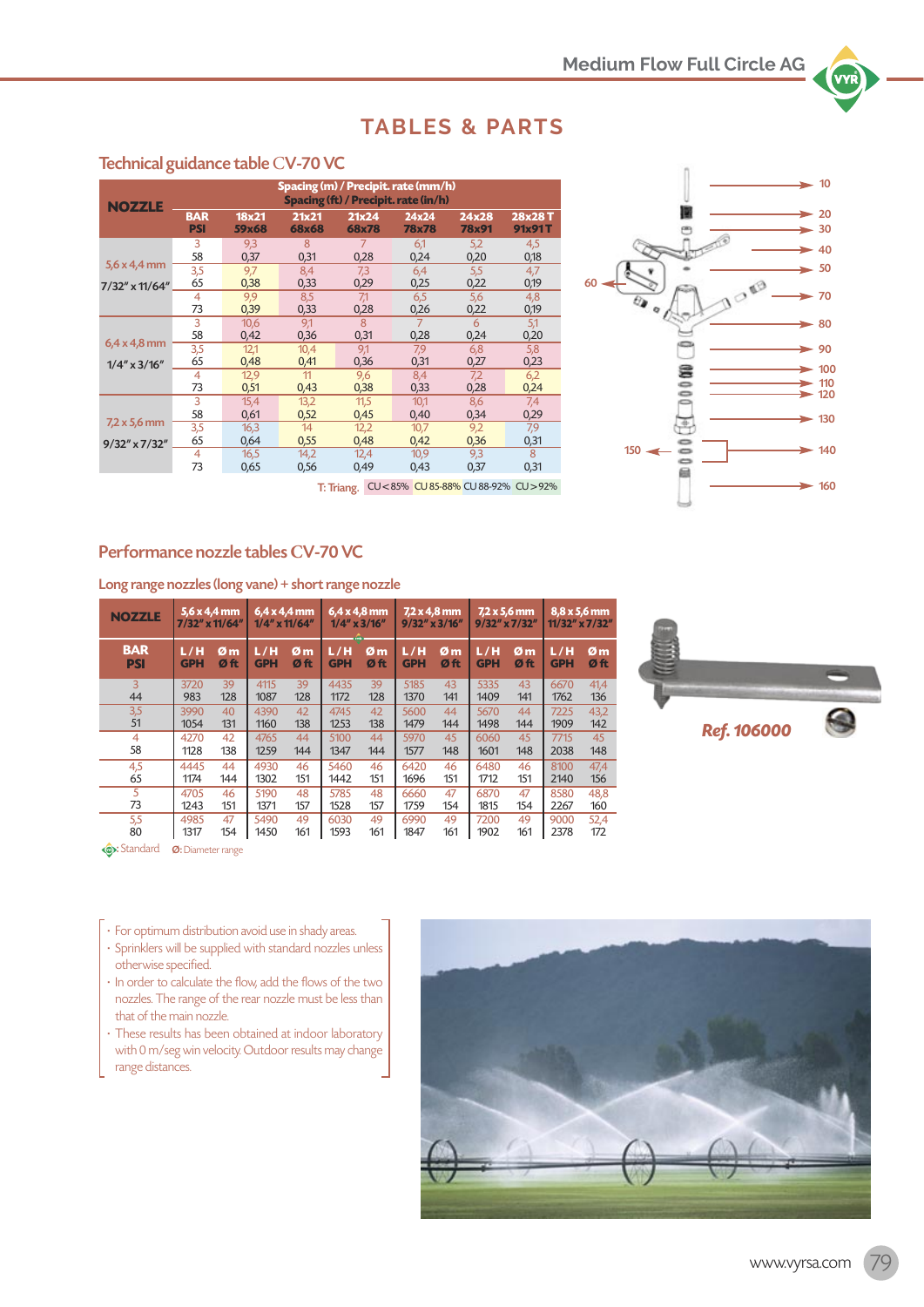# TABLES & PARTS

## Technical guidance table CV-70 VC

| NOZZLE | BAR / PSI | 18x21 / 59x68 | 21x21 / 68x68 | 21x24 / 68x78 | 24x24 / 78x78 | 24x28 / 78x91 | 28x28 T / 91x91 T |
|---|---|---|---|---|---|---|---|
| | | Spacing (m) / Precipit. rate (mm/h) — Spacing (ft) / Precipit. rate (in/h) | | | | | |
| 5,6 x 4,4 mm / 7/32" x 11/64" | 3 / 58 | 9,3 / 0,37 | 8 / 0,31 | 7 / 0,28 | 6,1 / 0,24 | 5,2 / 0,20 | 4,5 / 0,18 |
| | 3,5 / 65 | 9,7 / 0,38 | 8,4 / 0,33 | 7,3 / 0,29 | 6,4 / 0,25 | 5,5 / 0,22 | 4,7 / 0,19 |
| | 4 / 73 | 9,9 / 0,39 | 8,5 / 0,33 | 7,1 / 0,28 | 6,5 / 0,26 | 5,6 / 0,22 | 4,8 / 0,19 |
| 6,4 x 4,8 mm / 1/4" x 3/16" | 3 / 58 | 10,6 / 0,42 | 9,1 / 0,36 | 8 / 0,31 | 7 / 0,28 | 6 / 0,24 | 5,1 / 0,20 |
| | 3,5 / 65 | 12,1 / 0,48 | 10,4 / 0,41 | 9,1 / 0,36 | 7,9 / 0,31 | 6,8 / 0,27 | 5,8 / 0,23 |
| | 4 / 73 | 12,9 / 0,51 | 11 / 0,43 | 9,6 / 0,38 | 8,4 / 0,33 | 7,2 / 0,28 | 6,2 / 0,24 |
| 7,2 x 5,6 mm / 9/32" x 7/32" | 3 / 58 | 15,4 / 0,61 | 13,2 / 0,52 | 11,5 / 0,45 | 10,1 / 0,40 | 8,6 / 0,34 | 7,4 / 0,29 |
| | 3,5 / 65 | 16,3 / 0,64 | 14 / 0,55 | 12,2 / 0,48 | 10,7 / 0,42 | 9,2 / 0,36 | 7,9 / 0,31 |
| | 4 / 73 | 16,5 / 0,65 | 14,2 / 0,56 | 12,4 / 0,49 | 10,9 / 0,43 | 9,3 / 0,37 | 8 / 0,31 |

T: Triang. CU < 85% CU 85-88% CU 88-92% CU > 92%

10, 20, 30, 40, 50, 60, 70, 80, 90, 100, 110, 120, 130, 140, 150, 160

## Performance nozzle tables CV-70 VC

### Long range nozzles (long vane) + short range nozzle

| NOZZLE | 5,6 x 4,4 mm 7/32" x 11/64" | | 6,4 x 4,4 mm 1/4" x 11/64" | | 6,4 x 4,8 mm 1/4" x 3/16" | | 7,2 x 4,8 mm 9/32" x 3/16" | | 7,2 x 5,6 mm 9/32" x 7/32" | | 8,8 x 5,6 mm 11/32" x 7/32" | |
|---|---|---|---|---|---|---|---|---|---|---|---|---|
| BAR / PSI | L/H / GPH | Ø m / Ø ft | L/H / GPH | Ø m / Ø ft | L/H / GPH | Ø m / Ø ft | L/H / GPH | Ø m / Ø ft | L/H / GPH | Ø m / Ø ft | L/H / GPH | Ø m / Ø ft |
| 3 / 44 | 3720 / 983 | 39 / 128 | 4115 / 1087 | 39 / 128 | 4435 / 1172 | 39 / 128 | 5185 / 1370 | 43 / 141 | 5335 / 1409 | 43 / 141 | 6670 / 1762 | 41,4 / 136 |
| 3,5 / 51 | 3990 / 1054 | 40 / 131 | 4390 / 1160 | 42 / 138 | 4745 / 1253 | 42 / 138 | 5600 / 1479 | 44 / 144 | 5670 / 1498 | 44 / 144 | 7225 / 1909 | 43,2 / 142 |
| 4 / 58 | 4270 / 1128 | 42 / 138 | 4765 / 1259 | 44 / 144 | 5100 / 1347 | 44 / 144 | 5970 / 1577 | 45 / 148 | 6060 / 1601 | 45 / 148 | 7715 / 2038 | 45 / 148 |
| 4,5 / 65 | 4445 / 1174 | 44 / 144 | 4930 / 1302 | 46 / 151 | 5460 / 1442 | 46 / 151 | 6420 / 1696 | 46 / 151 | 6480 / 1712 | 46 / 151 | 8100 / 2140 | 47,4 / 156 |
| 5 / 73 | 4705 / 1243 | 46 / 151 | 5190 / 1371 | 48 / 157 | 5785 / 1528 | 48 / 157 | 6660 / 1759 | 47 / 154 | 6870 / 1815 | 47 / 154 | 8580 / 2267 | 48,8 / 160 |
| 5,5 / 80 | 4985 / 1317 | 47 / 154 | 5490 / 1450 | 49 / 161 | 6030 / 1593 | 49 / 161 | 6990 / 1847 | 49 / 161 | 7200 / 1902 | 49 / 161 | 9000 / 2378 | 52,4 / 172 |

Standard Ø: Diameter range

**Ref. 106000**

- For optimum distribution avoid use in shady areas.
- Sprinklers will be supplied with standard nozzles unless otherwise specified.
- In order to calculate the flow, add the flows of the two nozzles. The range of the rear nozzle must be less than that of the main nozzle.
- These results has been obtained at indoor laboratory with 0 m/seg win velocity. Outdoor results may change range distances.